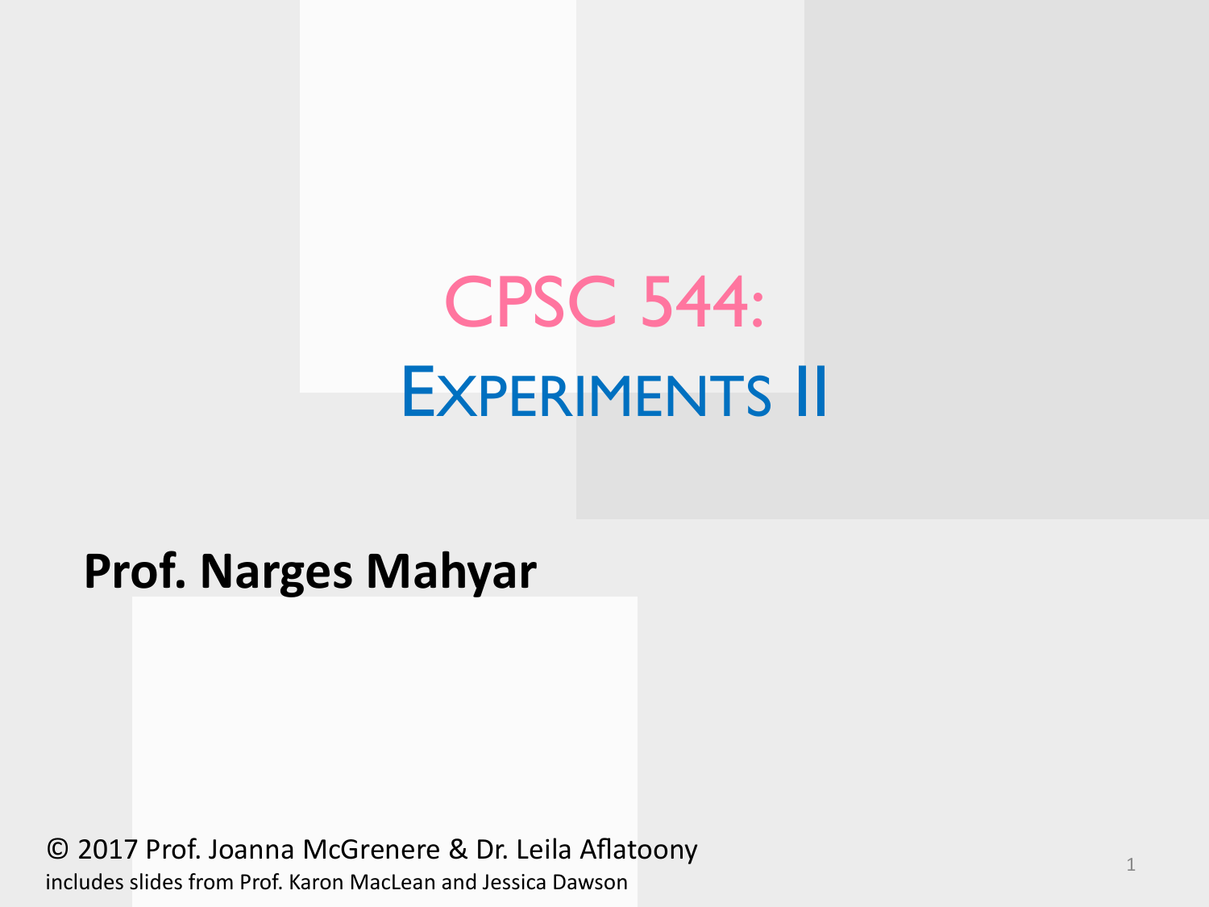# CPSC 544:
# EXPERIMENTS II

**Prof. Narges Mahyar**

© 2017 Prof. Joanna McGrenere & Dr. Leila Aflatoony
includes slides from Prof. Karon MacLean and Jessica Dawson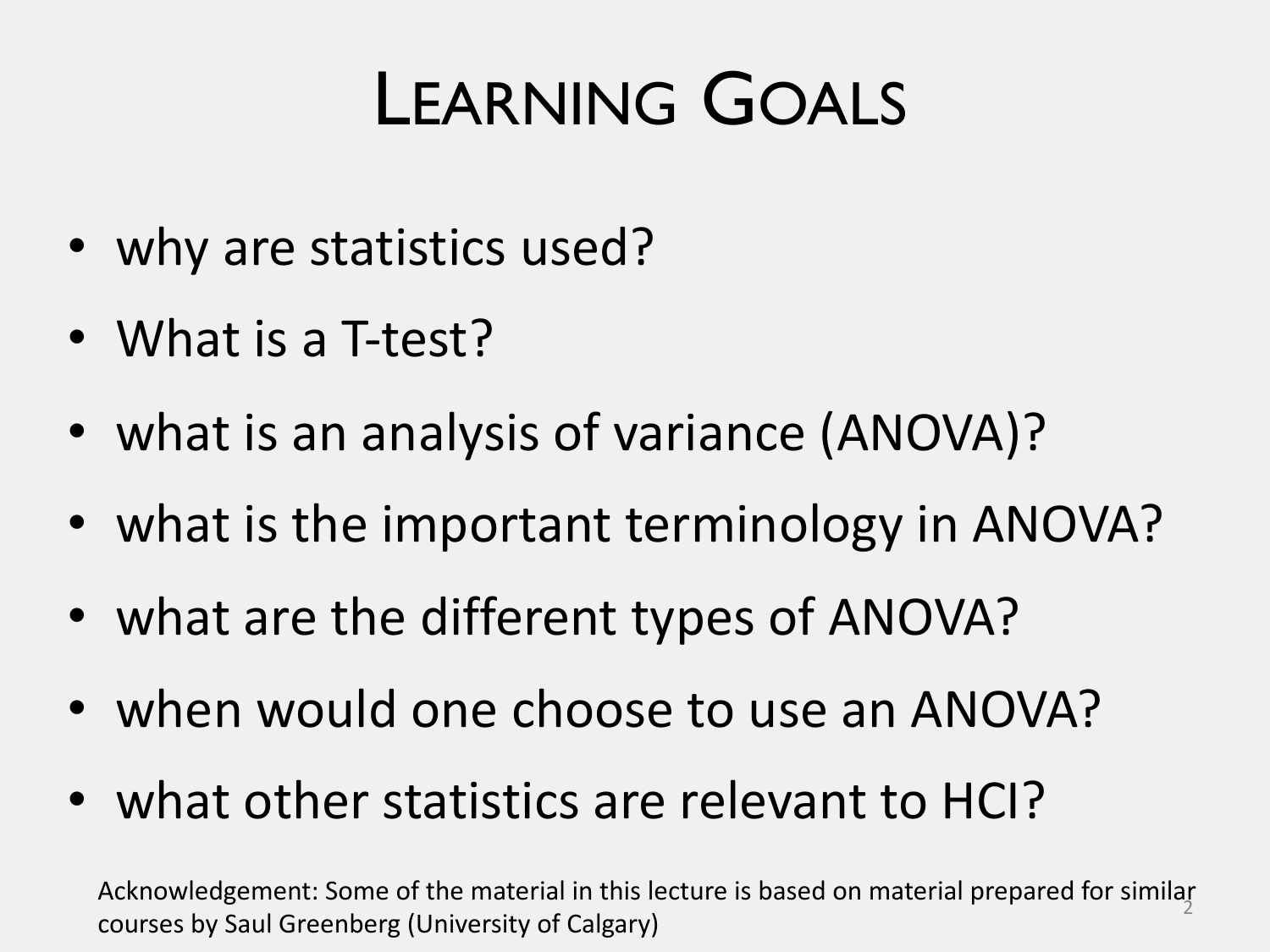# Learning Goals

- why are statistics used?
- What is a T-test?
- what is an analysis of variance (ANOVA)?
- what is the important terminology in ANOVA?
- what are the different types of ANOVA?
- when would one choose to use an ANOVA?
- what other statistics are relevant to HCI?

Acknowledgement: Some of the material in this lecture is based on material prepared for similar courses by Saul Greenberg (University of Calgary)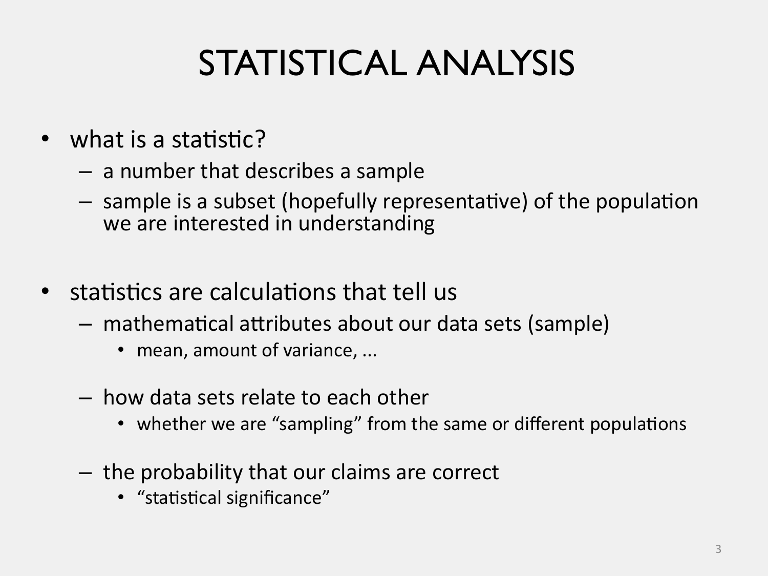# STATISTICAL ANALYSIS

- what is a statistic?
  - a number that describes a sample
  - sample is a subset (hopefully representative) of the population we are interested in understanding

- statistics are calculations that tell us
  - mathematical attributes about our data sets (sample)
    - mean, amount of variance, ...
  - how data sets relate to each other
    - whether we are "sampling" from the same or different populations
  - the probability that our claims are correct
    - "statistical significance"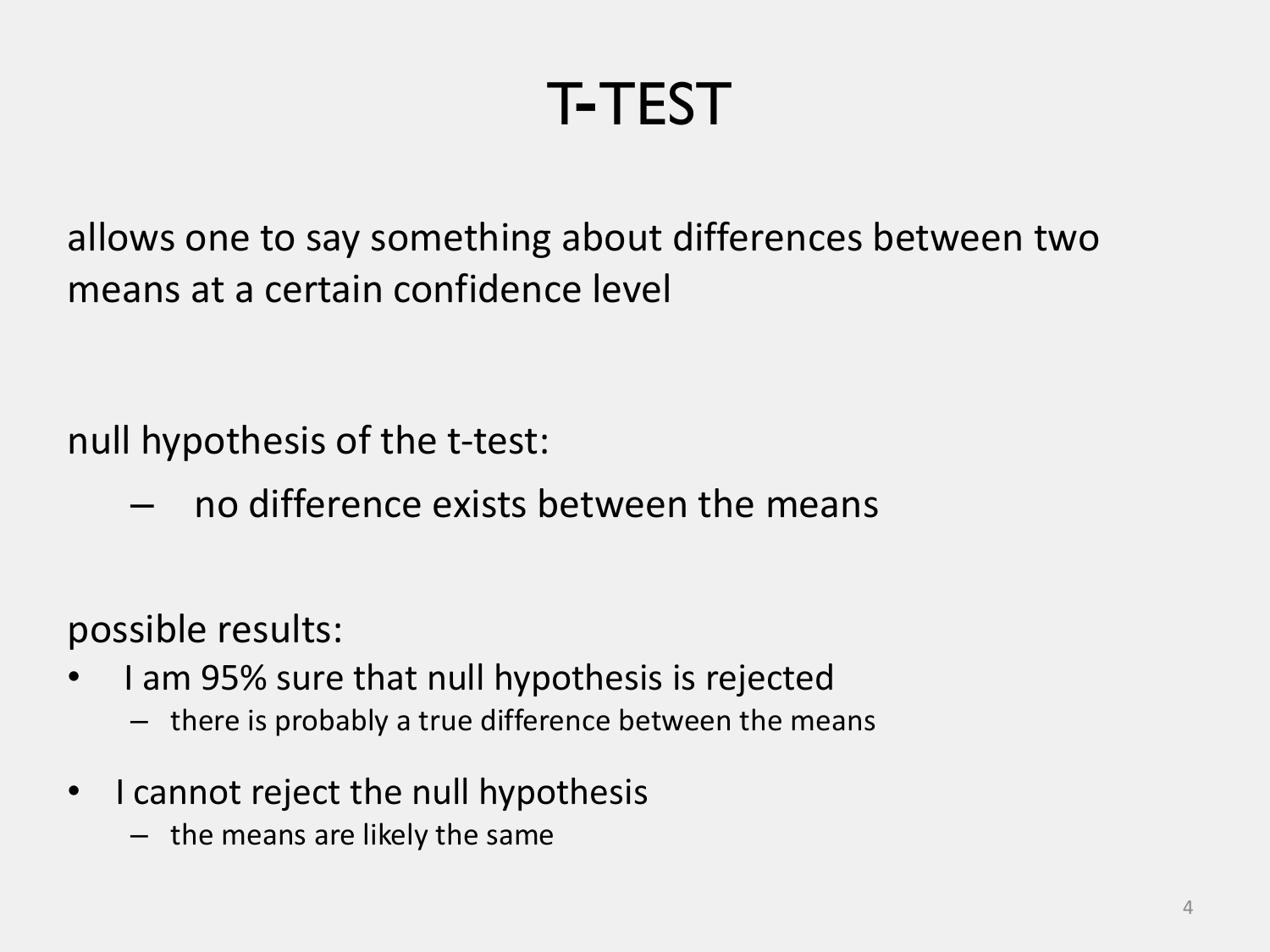# T-TEST

allows one to say something about differences between two means at a certain confidence level

null hypothesis of the t-test:

- no difference exists between the means

possible results:

- I am 95% sure that null hypothesis is rejected
  - there is probably a true difference between the means
- I cannot reject the null hypothesis
  - the means are likely the same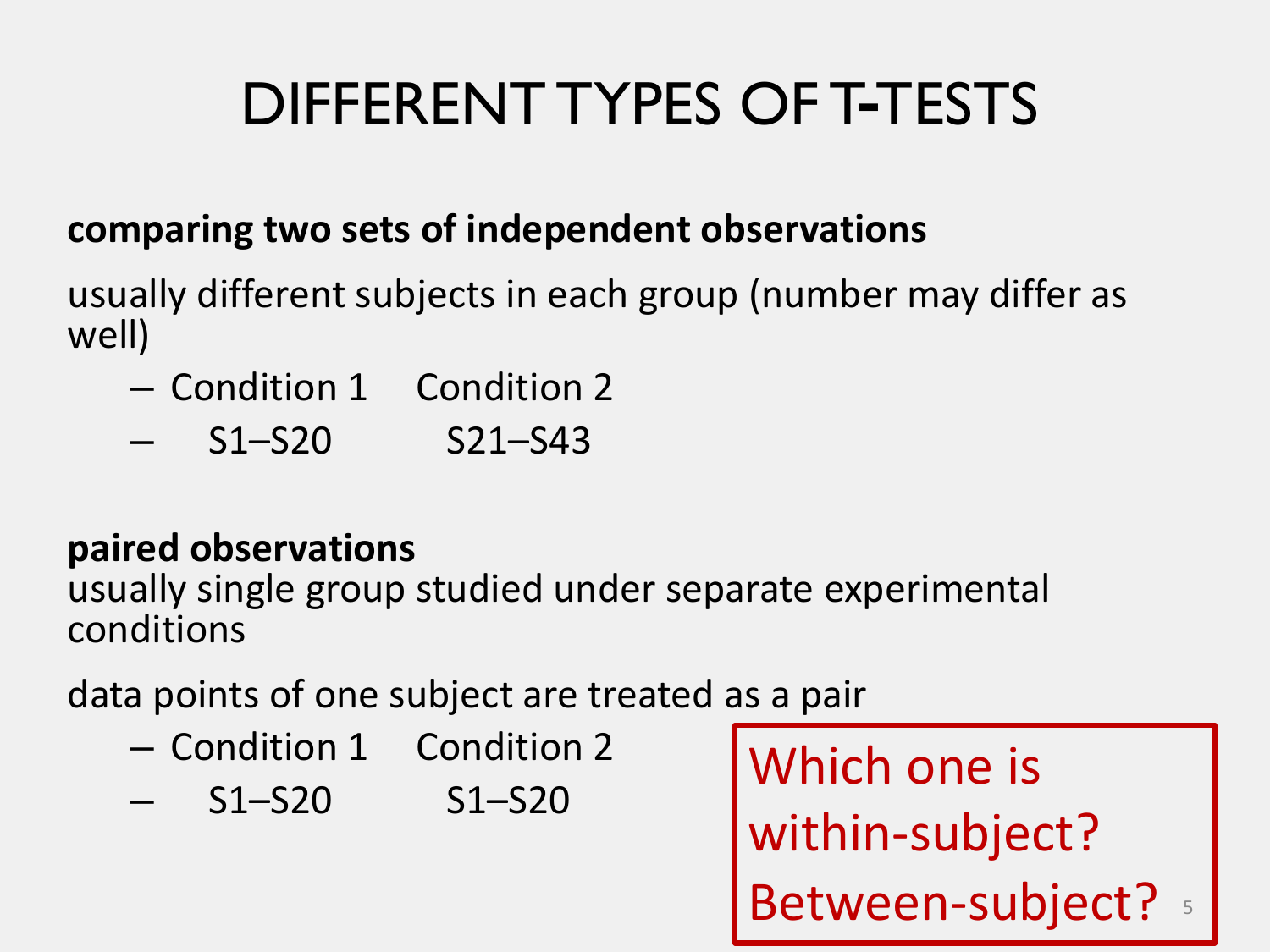# DIFFERENT TYPES OF T-TESTS

**comparing two sets of independent observations**

usually different subjects in each group (number may differ as well)

- Condition 1 Condition 2
- S1–S20 S21–S43

**paired observations**

usually single group studied under separate experimental conditions

data points of one subject are treated as a pair

- Condition 1 Condition 2
- S1–S20 S1–S20

Which one is within-subject? Between-subject?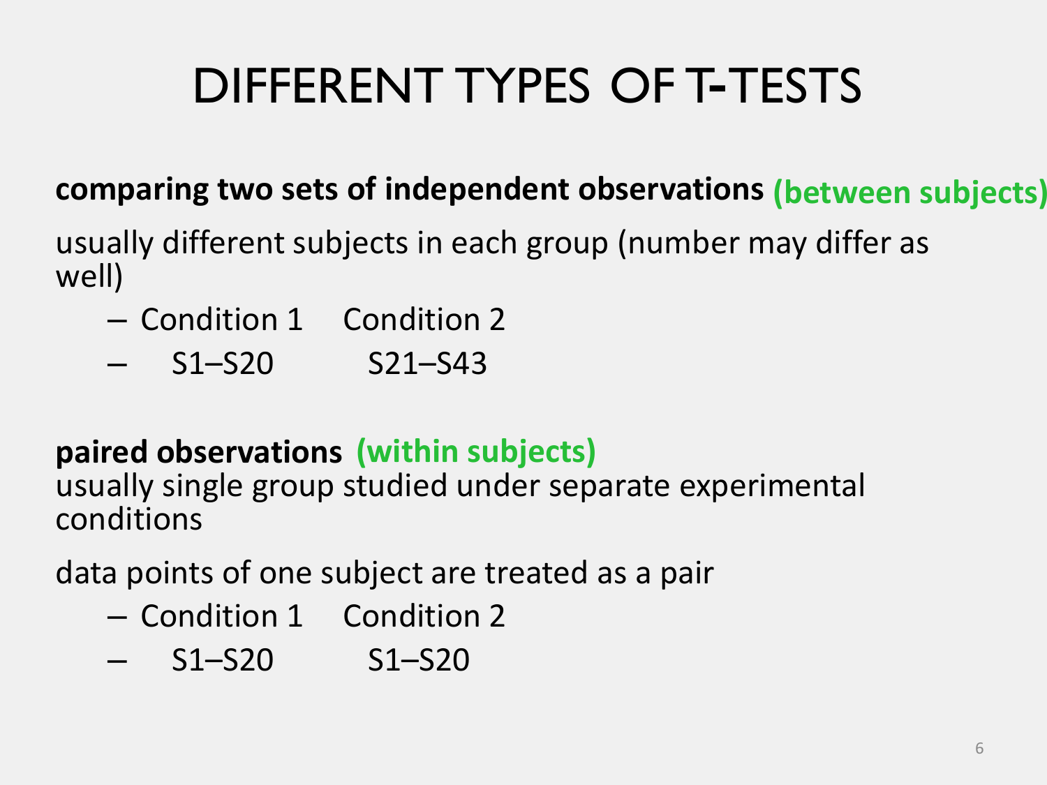# DIFFERENT TYPES OF T-TESTS

**comparing two sets of independent observations** **(between subjects)**

usually different subjects in each group (number may differ as well)

- Condition 1 Condition 2
- S1–S20 S21–S43

**paired observations** **(within subjects)**
usually single group studied under separate experimental conditions

data points of one subject are treated as a pair

- Condition 1 Condition 2
- S1–S20 S1–S20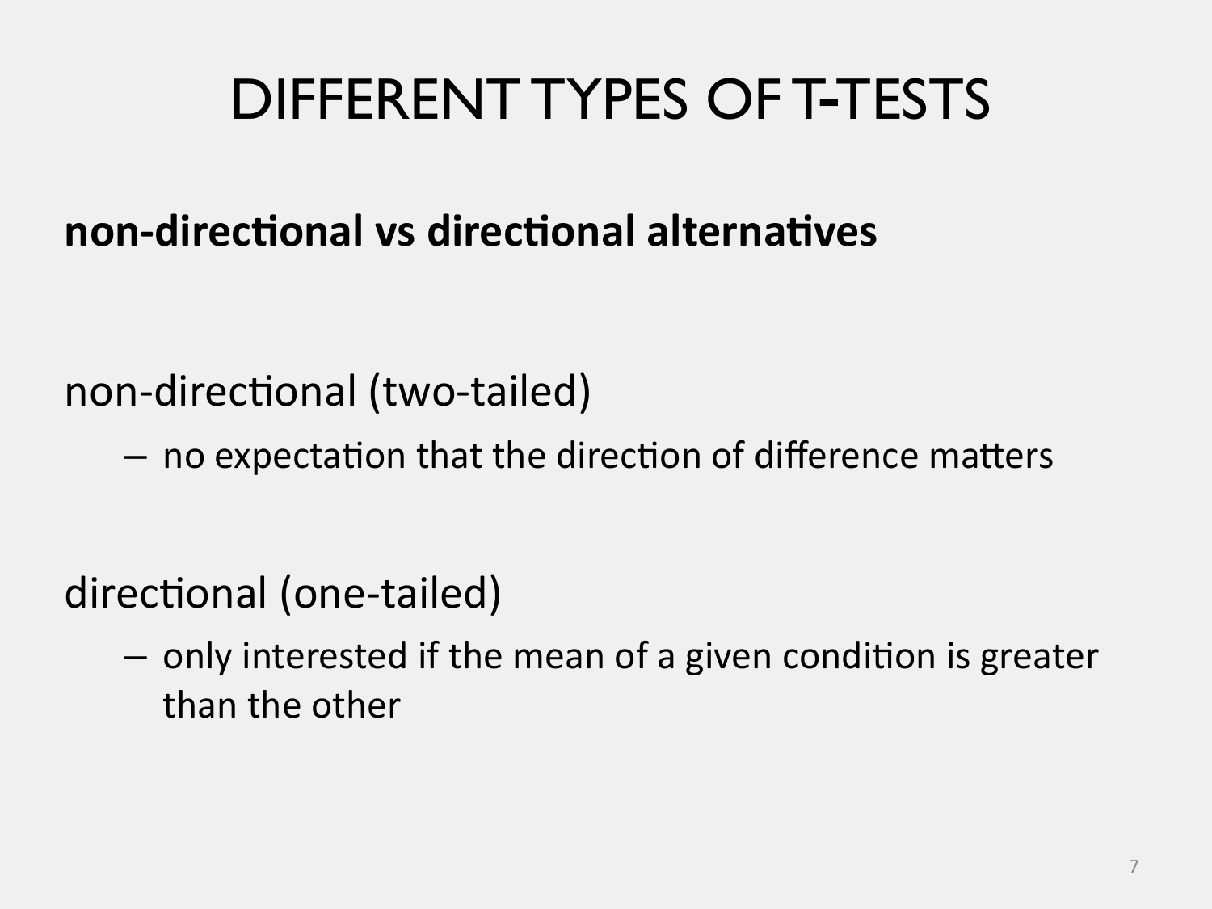# DIFFERENT TYPES OF T-TESTS

**non-directional vs directional alternatives**

non-directional (two-tailed)

- no expectation that the direction of difference matters

directional (one-tailed)

- only interested if the mean of a given condition is greater than the other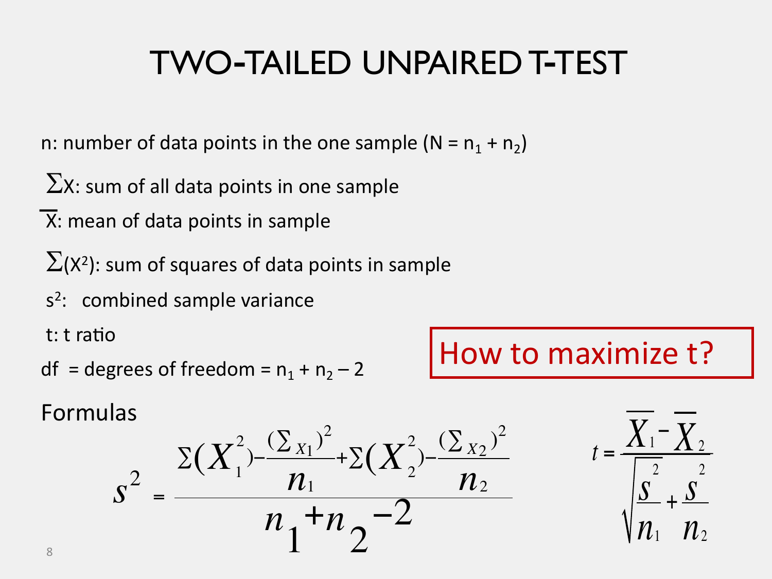# TWO-TAILED UNPAIRED T-TEST

n: number of data points in the one sample ($N = n_1 + n_2$)

$\Sigma X$: sum of all data points in one sample

$\overline{X}$: mean of data points in sample

$\Sigma(X^2)$: sum of squares of data points in sample

$s^2$: combined sample variance

t: t ratio

df = degrees of freedom = $n_1 + n_2 - 2$

How to maximize t?

Formulas

$$s^2 = \frac{\Sigma(X_1^2) - \frac{(\Sigma_{X1})^2}{n_1} + \Sigma(X_2^2) - \frac{(\Sigma_{X2})^2}{n_2}}{n_1 + n_2 - 2}$$

$$t = \frac{\overline{X}_1 - \overline{X}_2}{\sqrt{\frac{s^2}{n_1} + \frac{s^2}{n_2}}}$$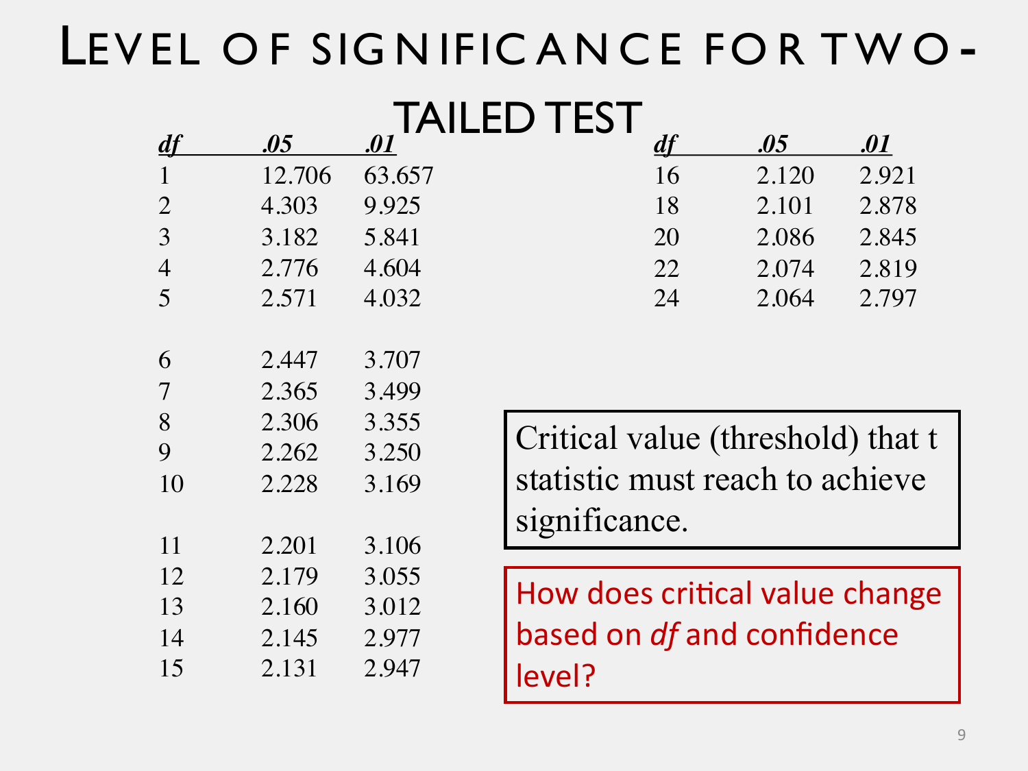# LEVEL OF SIGNIFICANCE FOR TWO-TAILED TEST

| *df* | *.05* | *.01* |
|---|---|---|
| 1 | 12.706 | 63.657 |
| 2 | 4.303 | 9.925 |
| 3 | 3.182 | 5.841 |
| 4 | 2.776 | 4.604 |
| 5 | 2.571 | 4.032 |
| 6 | 2.447 | 3.707 |
| 7 | 2.365 | 3.499 |
| 8 | 2.306 | 3.355 |
| 9 | 2.262 | 3.250 |
| 10 | 2.228 | 3.169 |
| 11 | 2.201 | 3.106 |
| 12 | 2.179 | 3.055 |
| 13 | 2.160 | 3.012 |
| 14 | 2.145 | 2.977 |
| 15 | 2.131 | 2.947 |

| *df* | *.05* | *.01* |
|---|---|---|
| 16 | 2.120 | 2.921 |
| 18 | 2.101 | 2.878 |
| 20 | 2.086 | 2.845 |
| 22 | 2.074 | 2.819 |
| 24 | 2.064 | 2.797 |

Critical value (threshold) that t statistic must reach to achieve significance.

How does critical value change based on *df* and confidence level?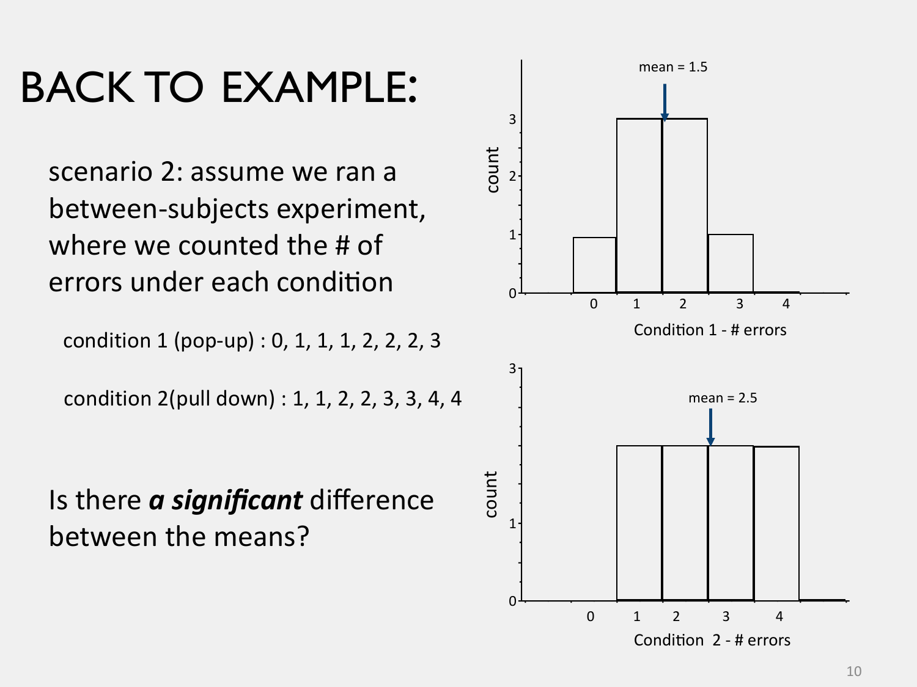# BACK TO EXAMPLE:

scenario 2: assume we ran a between-subjects experiment, where we counted the # of errors under each condition

condition 1 (pop-up) : 0, 1, 1, 1, 2, 2, 2, 3

condition 2(pull down) : 1, 1, 2, 2, 3, 3, 4, 4

Is there ***a significant*** difference between the means?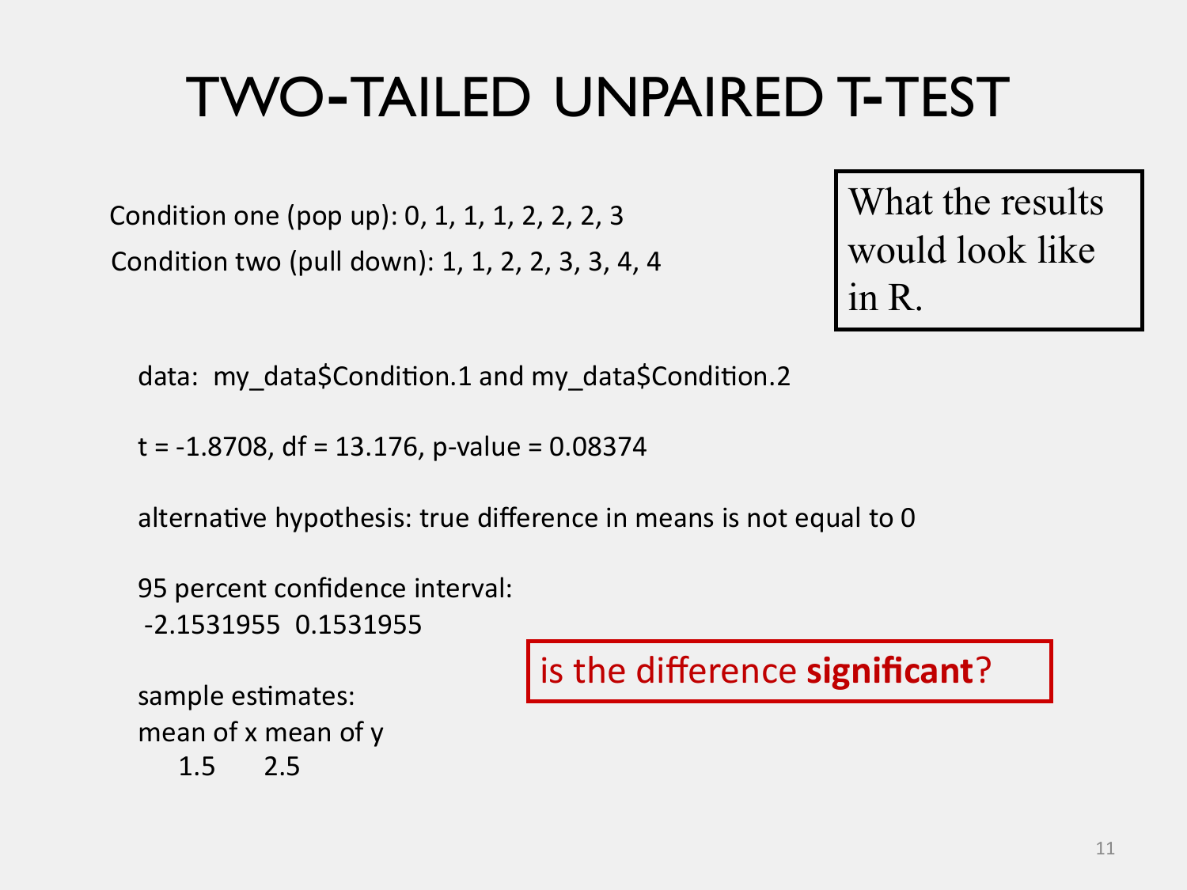# TWO-TAILED UNPAIRED T-TEST

Condition one (pop up): 0, 1, 1, 1, 2, 2, 2, 3

Condition two (pull down): 1, 1, 2, 2, 3, 3, 4, 4

What the results would look like in R.

```
data:  my_data$Condition.1 and my_data$Condition.2

t = -1.8708, df = 13.176, p-value = 0.08374

alternative hypothesis: true difference in means is not equal to 0

95 percent confidence interval:
 -2.1531955  0.1531955

sample estimates:
mean of x mean of y
    1.5       2.5
```

is the difference **significant**?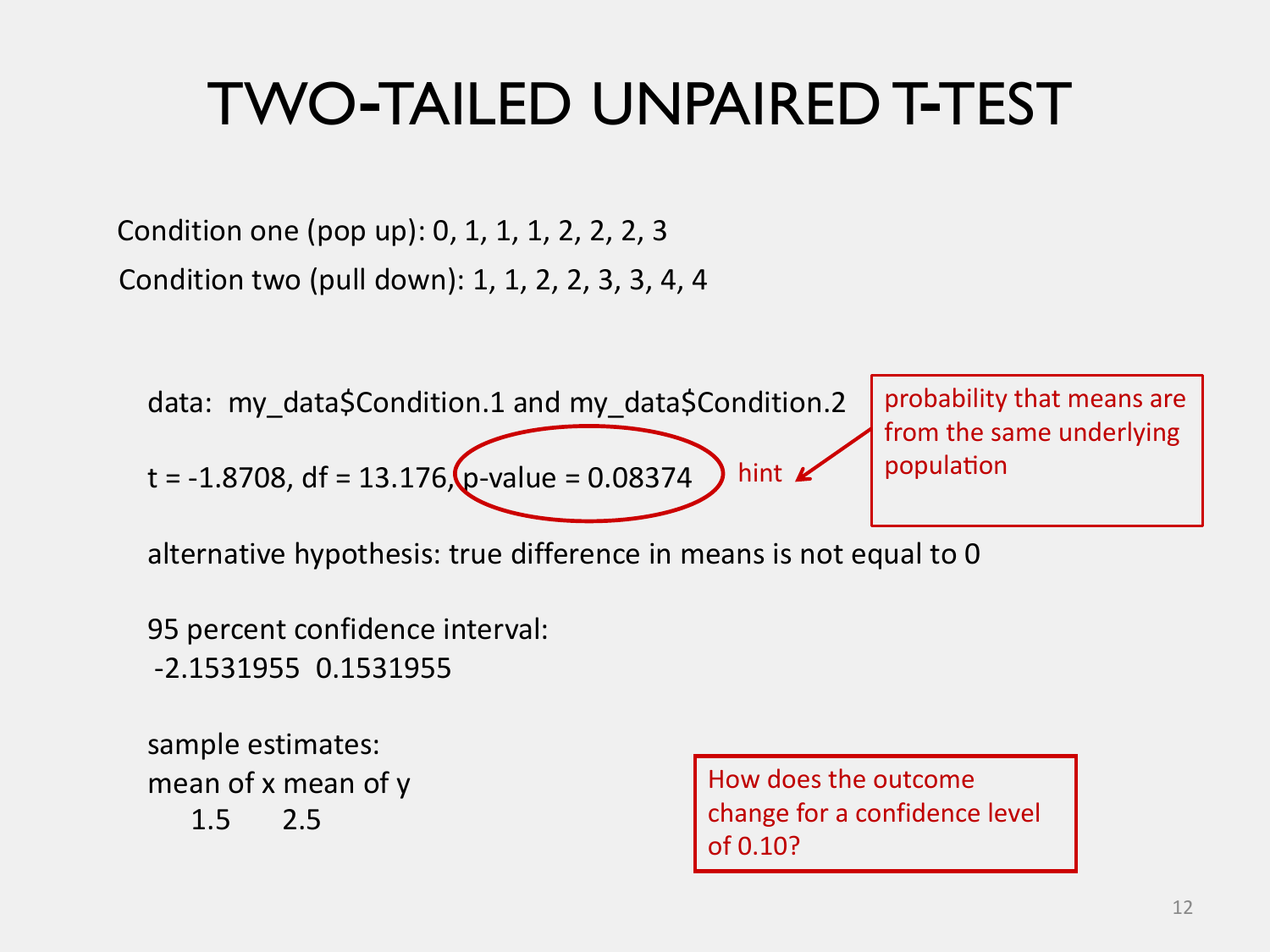# TWO-TAILED UNPAIRED T-TEST

Condition one (pop up): 0, 1, 1, 1, 2, 2, 2, 3

Condition two (pull down): 1, 1, 2, 2, 3, 3, 4, 4

```
data:  my_data$Condition.1 and my_data$Condition.2

t = -1.8708, df = 13.176, p-value = 0.08374

alternative hypothesis: true difference in means is not equal to 0

95 percent confidence interval:
 -2.1531955  0.1531955

sample estimates:
mean of x mean of y
    1.5       2.5
```

hint

probability that means are from the same underlying population

How does the outcome change for a confidence level of 0.10?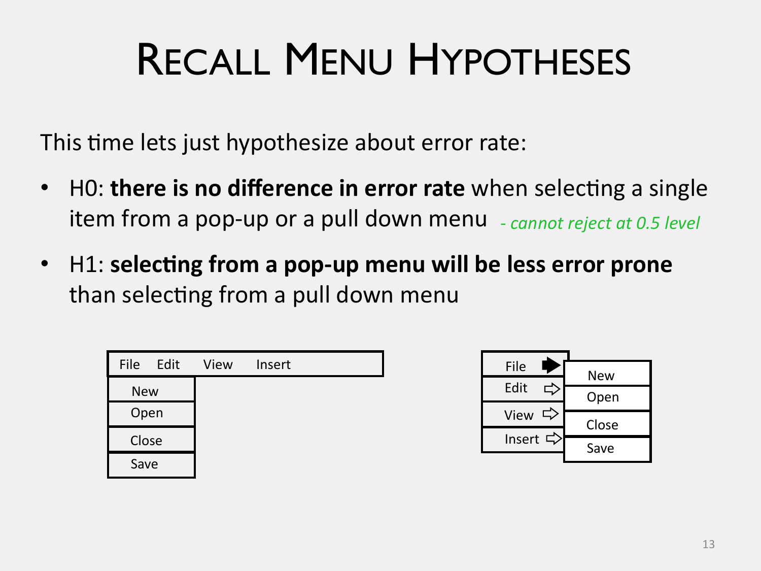# Recall Menu Hypotheses

This time lets just hypothesize about error rate:

- H0: **there is no difference in error rate** when selecting a single item from a pop-up or a pull down menu *- cannot reject at 0.5 level*
- H1: **selecting from a pop-up menu will be less error prone** than selecting from a pull down menu

File Edit View Insert

New
Open
Close
Save

File
Edit
View
Insert

New
Open
Close
Save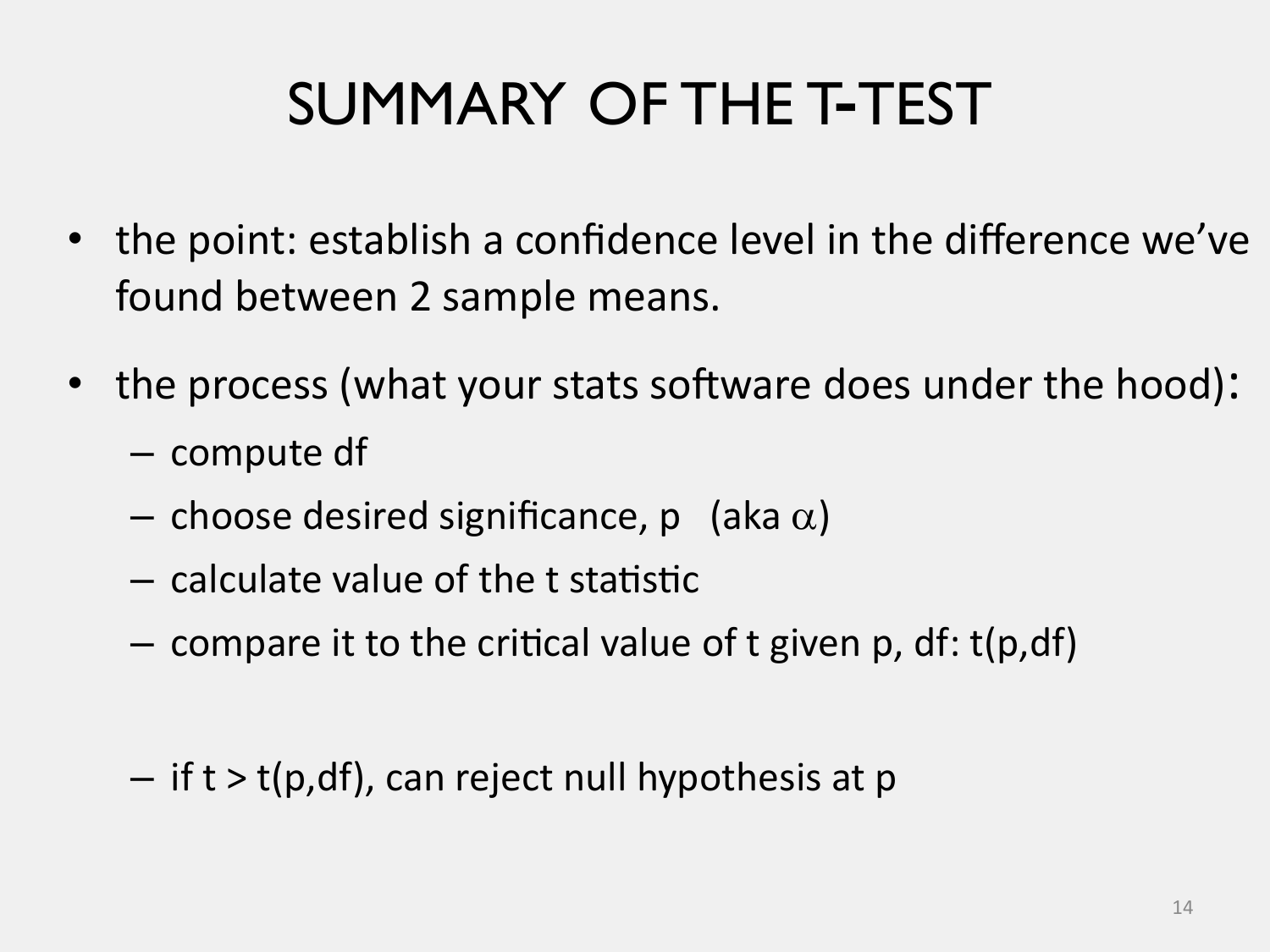# SUMMARY OF THE T-TEST

- the point: establish a confidence level in the difference we've found between 2 sample means.
- the process (what your stats software does under the hood):
  - compute df
  - choose desired significance, p (aka $\alpha$)
  - calculate value of the t statistic
  - compare it to the critical value of t given p, df: t(p,df)

  - if t > t(p,df), can reject null hypothesis at p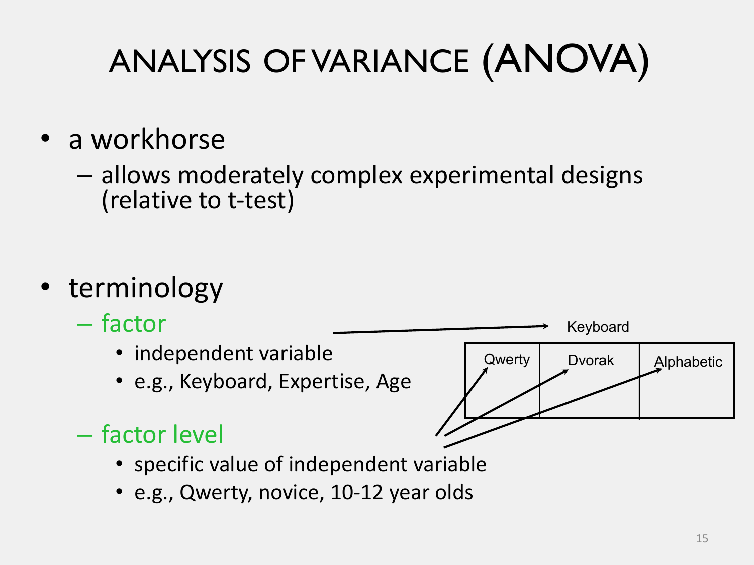# ANALYSIS OF VARIANCE (ANOVA)

- a workhorse
  - allows moderately complex experimental designs (relative to t-test)

- terminology
  - factor
    - independent variable
    - e.g., Keyboard, Expertise, Age
  - factor level
    - specific value of independent variable
    - e.g., Qwerty, novice, 10-12 year olds

| Keyboard | | |
| --- | --- | --- |
| Qwerty | Dvorak | Alphabetic |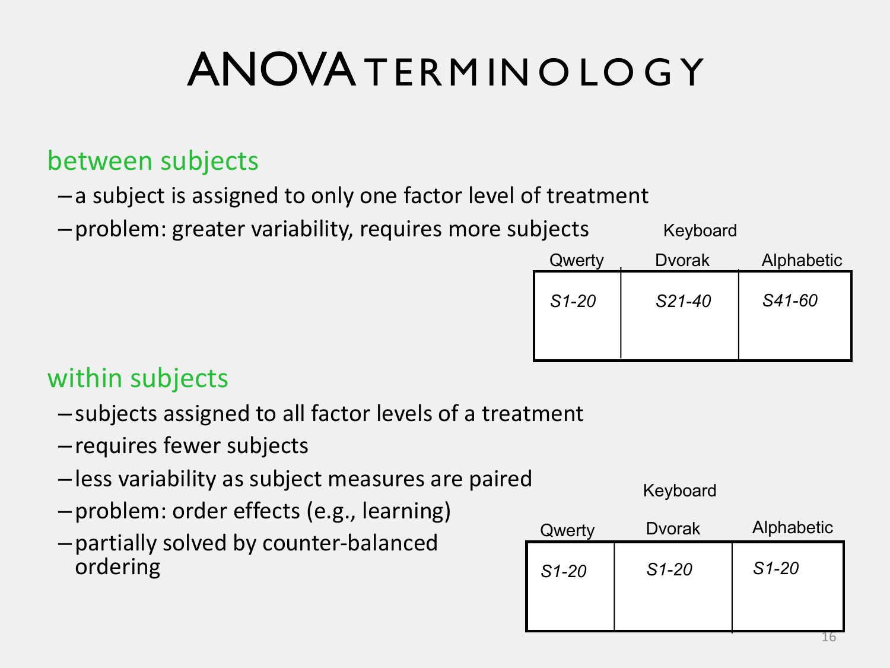# ANOVA TERMINOLOGY

## between subjects

- a subject is assigned to only one factor level of treatment
- problem: greater variability, requires more subjects

| Keyboard | | |
|---|---|---|
| Qwerty | Dvorak | Alphabetic |
| *S1-20* | *S21-40* | *S41-60* |

## within subjects

- subjects assigned to all factor levels of a treatment
- requires fewer subjects
- less variability as subject measures are paired
- problem: order effects (e.g., learning)
- partially solved by counter-balanced ordering

| Keyboard | | |
|---|---|---|
| Qwerty | Dvorak | Alphabetic |
| *S1-20* | *S1-20* | *S1-20* |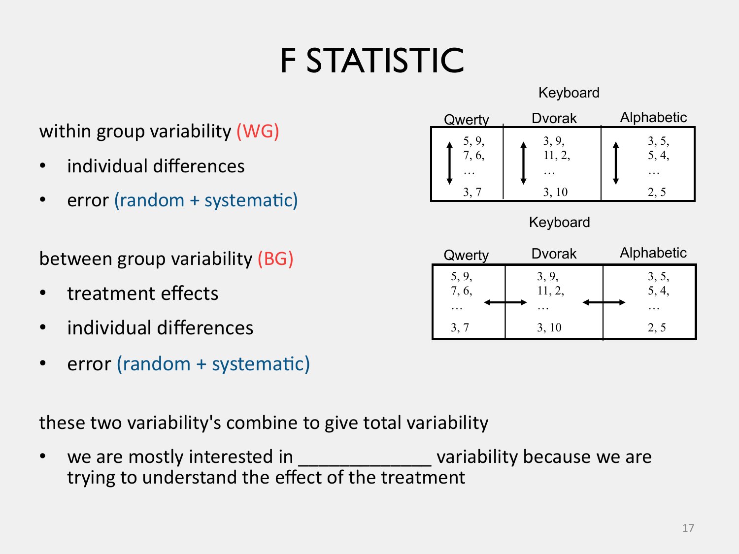# F STATISTIC

within group variability (WG)

- individual differences
- error (random + systematic)

between group variability (BG)

- treatment effects
- individual differences
- error (random + systematic)

Keyboard

| Qwerty | Dvorak | Alphabetic |
|---|---|---|
| 5, 9, 7, 6, … 3, 7 | 3, 9, 11, 2, … 3, 10 | 3, 5, 5, 4, … 2, 5 |

Keyboard

| Qwerty | Dvorak | Alphabetic |
|---|---|---|
| 5, 9, 7, 6, … 3, 7 | 3, 9, 11, 2, … 3, 10 | 3, 5, 5, 4, … 2, 5 |

these two variability's combine to give total variability

- we are mostly interested in _____________ variability because we are trying to understand the effect of the treatment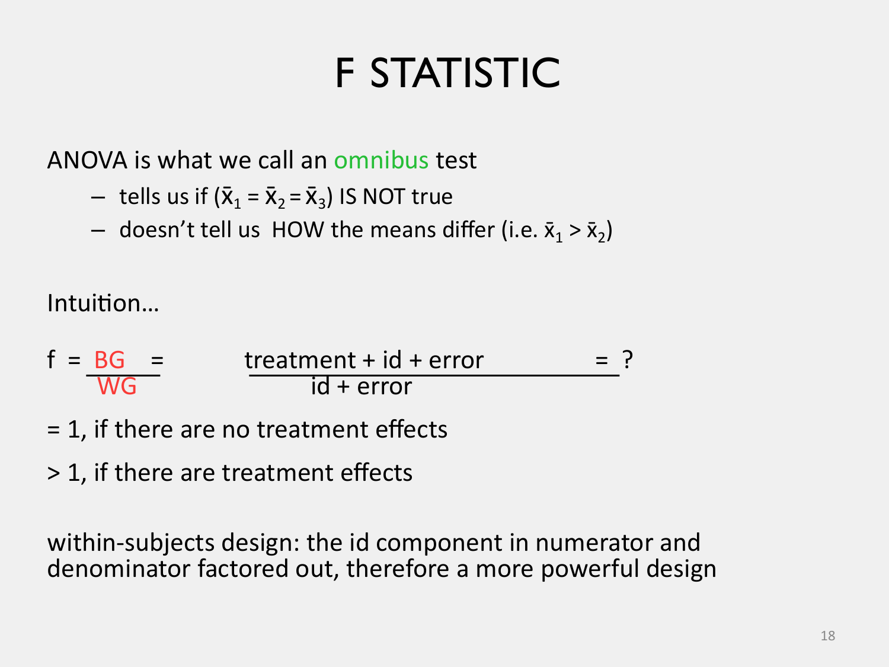# F STATISTIC

ANOVA is what we call an omnibus test

- tells us if ($\bar{x}_1 = \bar{x}_2 = \bar{x}_3$) IS NOT true
- doesn't tell us HOW the means differ (i.e. $\bar{x}_1 > \bar{x}_2$)

Intuition…

$$f = \frac{BG}{WG} = \frac{\text{treatment} + \text{id} + \text{error}}{\text{id} + \text{error}} = ?$$

= 1, if there are no treatment effects

> 1, if there are treatment effects

within-subjects design: the id component in numerator and denominator factored out, therefore a more powerful design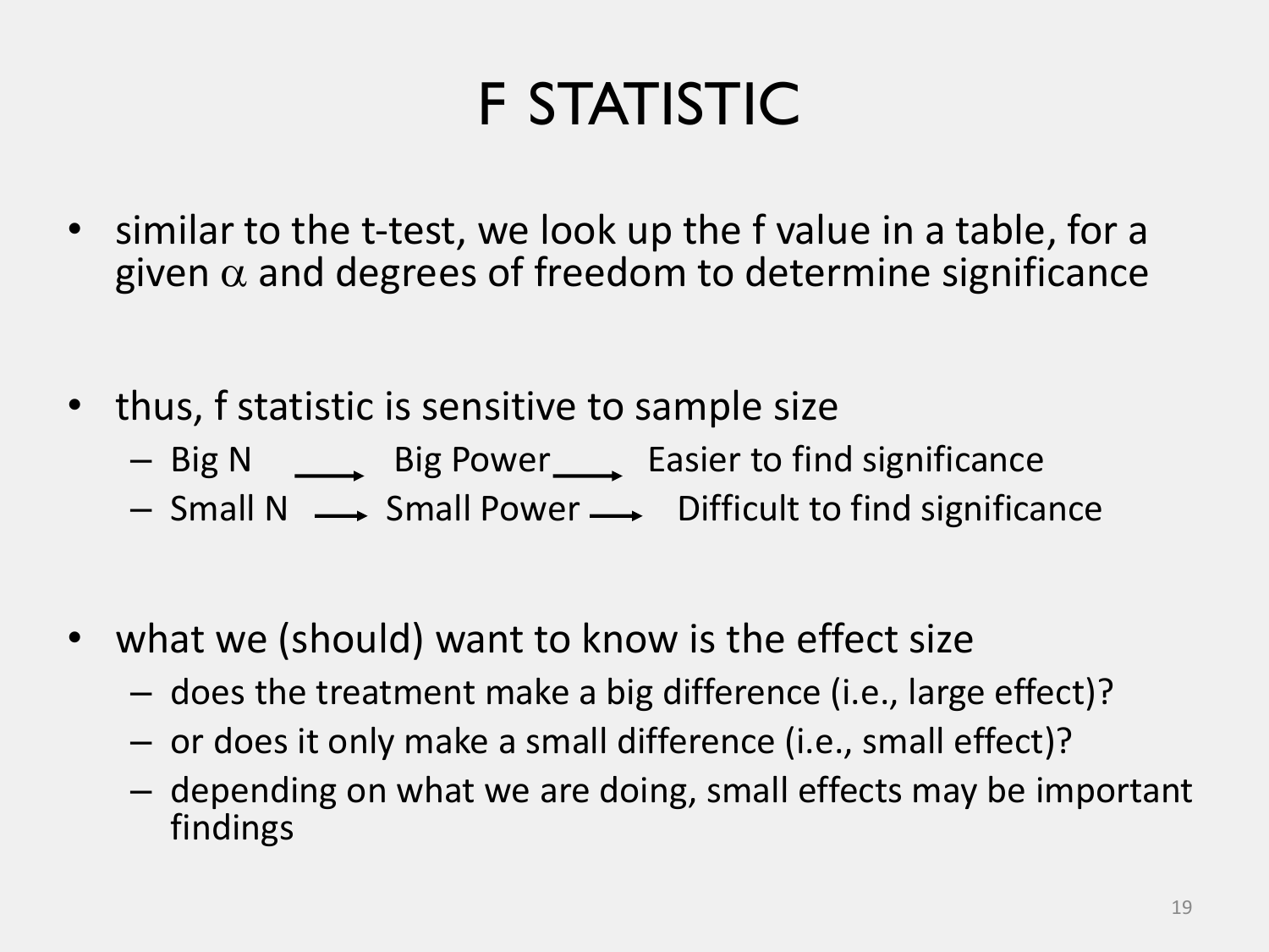# F STATISTIC

- similar to the t-test, we look up the f value in a table, for a given $\alpha$ and degrees of freedom to determine significance

- thus, f statistic is sensitive to sample size
  - Big N $\longrightarrow$ Big Power $\longrightarrow$ Easier to find significance
  - Small N $\longrightarrow$ Small Power $\longrightarrow$ Difficult to find significance

- what we (should) want to know is the effect size
  - does the treatment make a big difference (i.e., large effect)?
  - or does it only make a small difference (i.e., small effect)?
  - depending on what we are doing, small effects may be important findings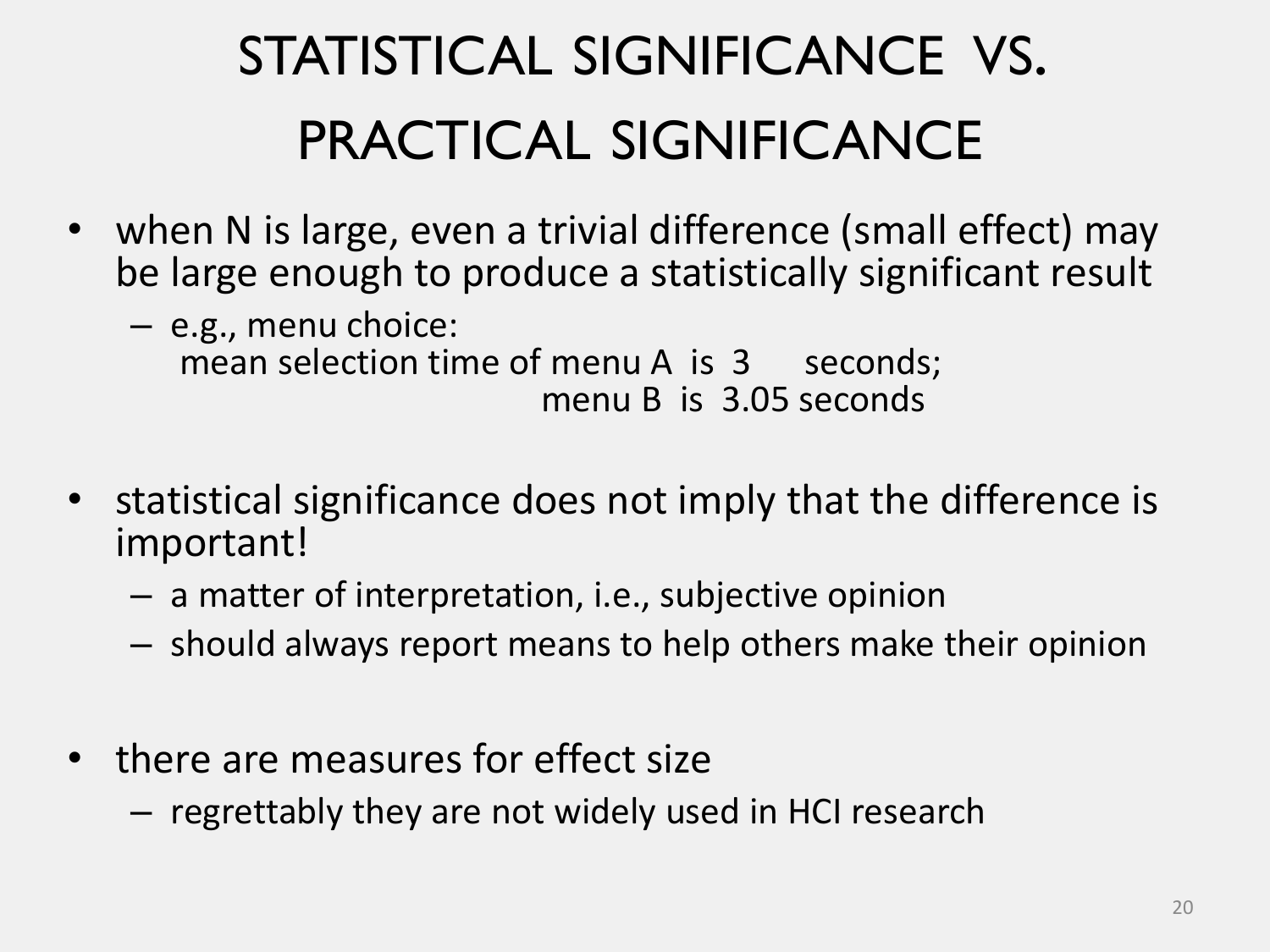# STATISTICAL SIGNIFICANCE VS. PRACTICAL SIGNIFICANCE

- when N is large, even a trivial difference (small effect) may be large enough to produce a statistically significant result
  - e.g., menu choice:
    mean selection time of menu A is 3 seconds;
    menu B is 3.05 seconds
- statistical significance does not imply that the difference is important!
  - a matter of interpretation, i.e., subjective opinion
  - should always report means to help others make their opinion
- there are measures for effect size
  - regrettably they are not widely used in HCI research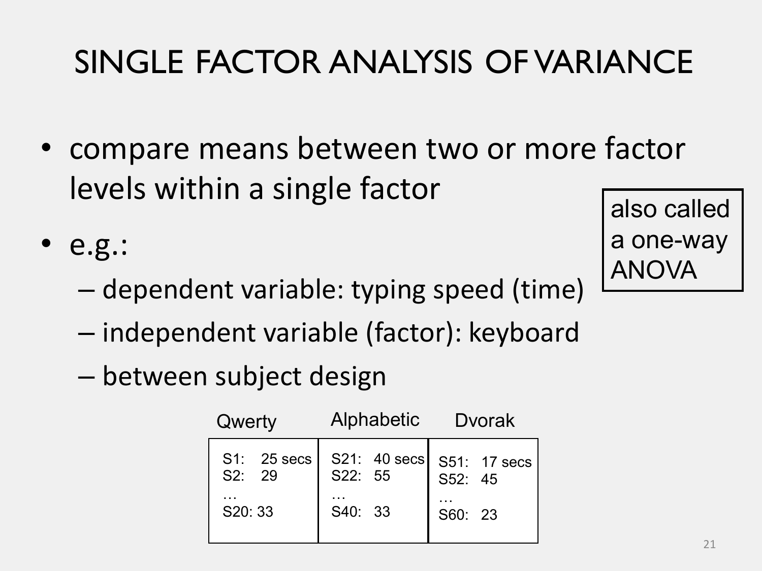# SINGLE FACTOR ANALYSIS OF VARIANCE

- compare means between two or more factor levels within a single factor
- e.g.:
  - dependent variable: typing speed (time)
  - independent variable (factor): keyboard
  - between subject design

also called a one-way ANOVA

| Qwerty | Alphabetic | Dvorak |
|---|---|---|
| S1: 25 secs | S21: 40 secs | S51: 17 secs |
| S2: 29 | S22: 55 | S52: 45 |
| … | … | … |
| S20: 33 | S40: 33 | S60: 23 |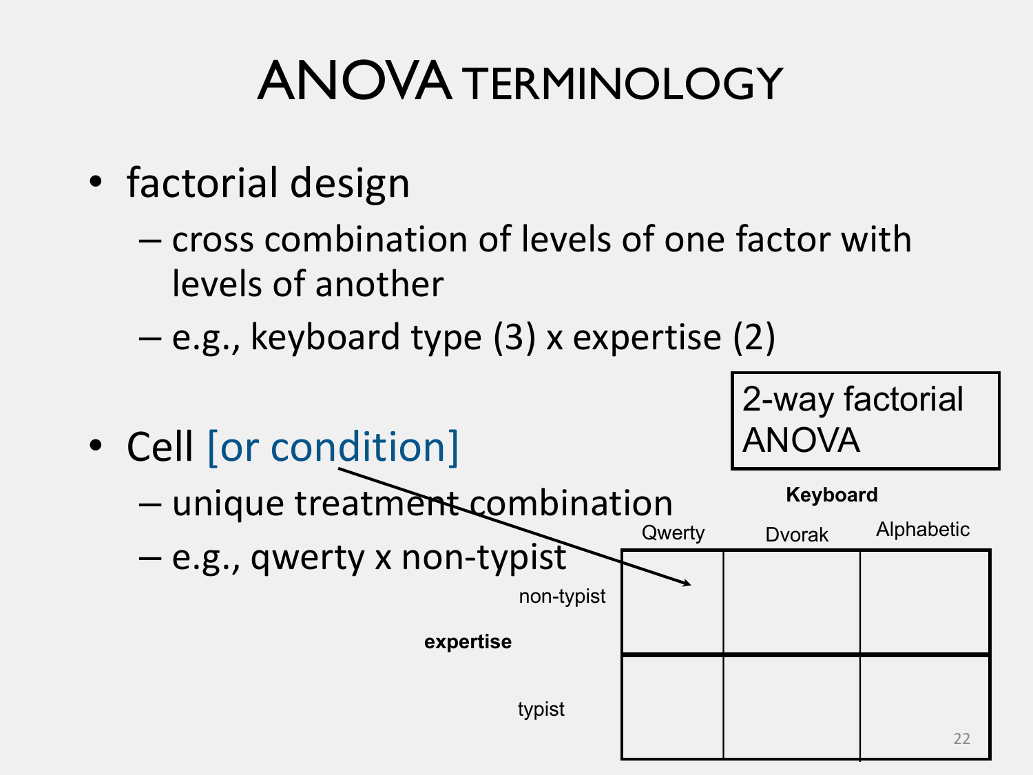# ANOVA TERMINOLOGY

- factorial design
  - cross combination of levels of one factor with levels of another
  - e.g., keyboard type (3) x expertise (2)
- Cell [or condition]
  - unique treatment combination
  - e.g., qwerty x non-typist

2-way factorial ANOVA

| expertise | Keyboard: Qwerty | Keyboard: Dvorak | Keyboard: Alphabetic |
|---|---|---|---|
| non-typist | | | |
| typist | | | |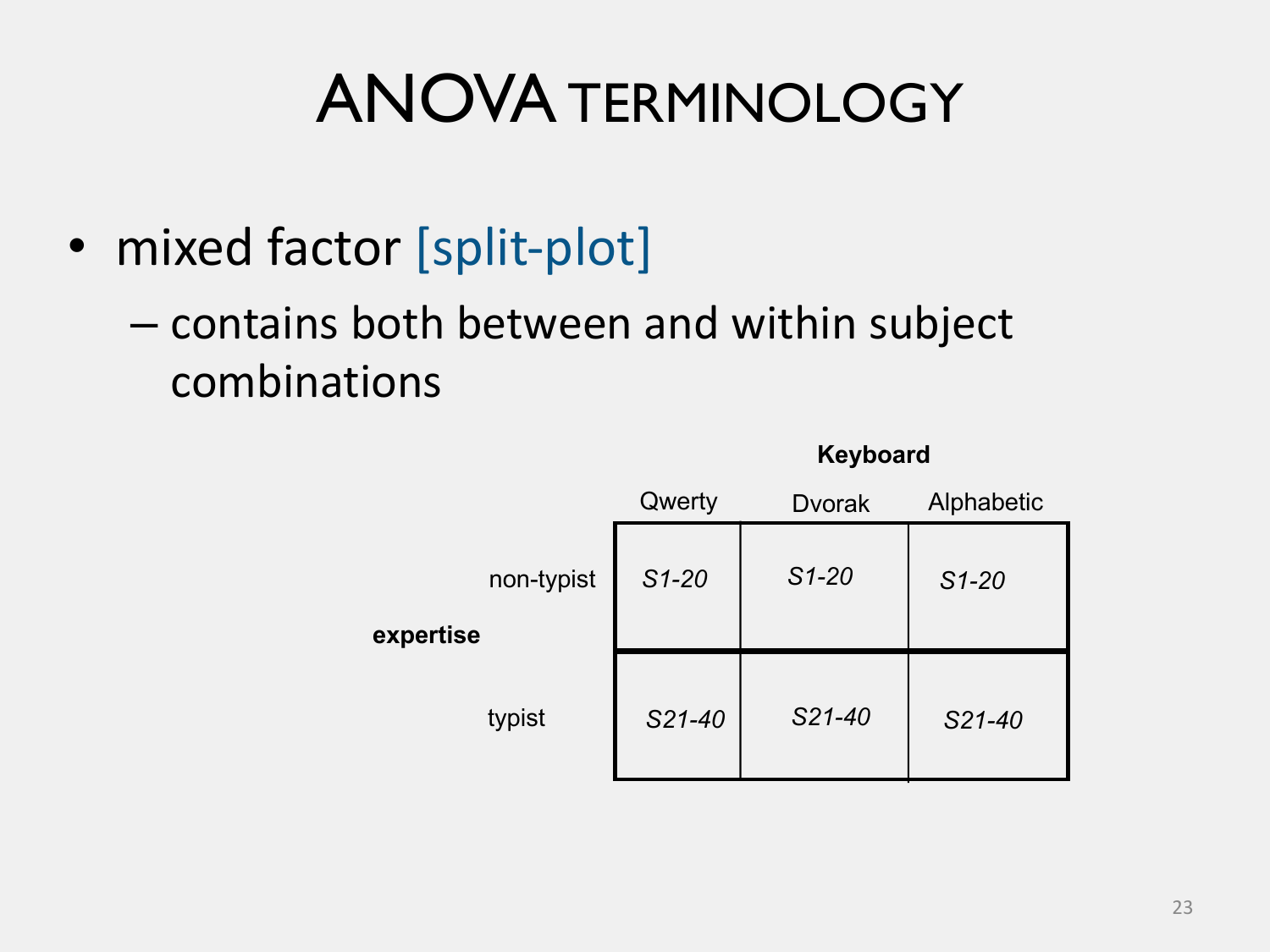# ANOVA TERMINOLOGY

- mixed factor [split-plot]
  - contains both between and within subject combinations

| expertise | | Keyboard | | |
|---|---|---|---|---|
| | | Qwerty | Dvorak | Alphabetic |
| | non-typist | *S1-20* | *S1-20* | *S1-20* |
| | typist | *S21-40* | *S21-40* | *S21-40* |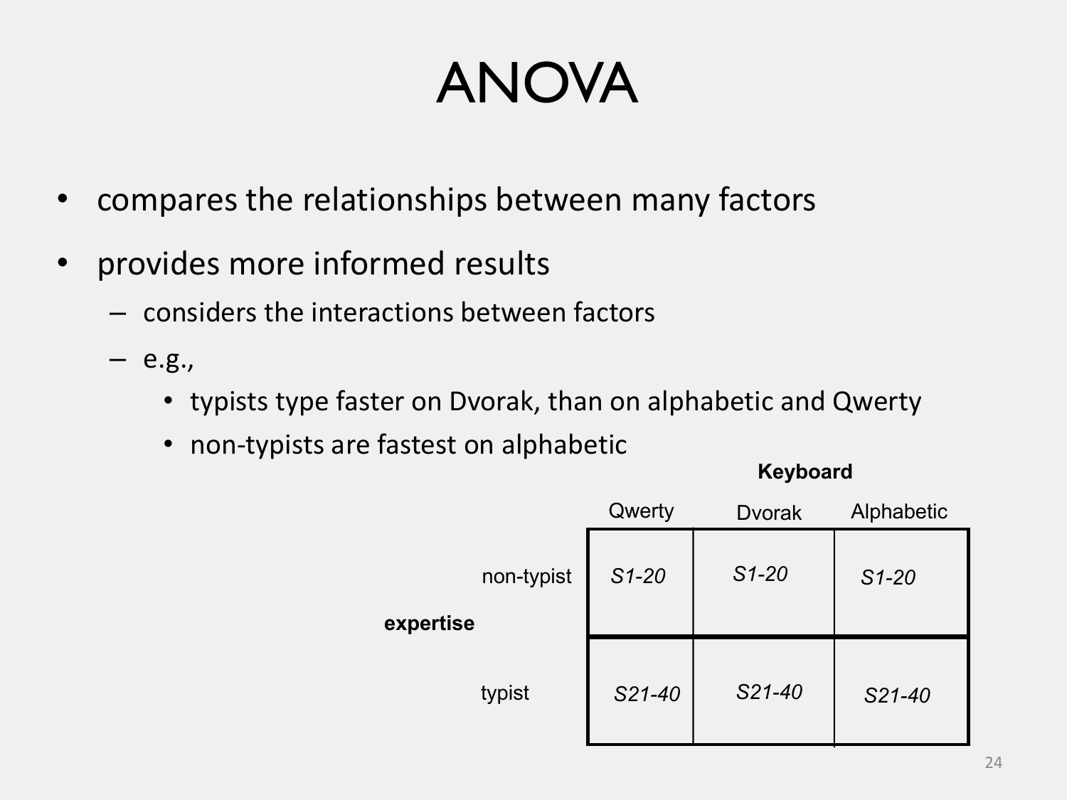# ANOVA

- compares the relationships between many factors
- provides more informed results
  - considers the interactions between factors
  - e.g.,
    - typists type faster on Dvorak, than on alphabetic and Qwerty
    - non-typists are fastest on alphabetic

| | | Keyboard | | |
|---|---|---|---|---|
| | | Qwerty | Dvorak | Alphabetic |
| **expertise** | non-typist | *S1-20* | *S1-20* | *S1-20* |
| | typist | *S21-40* | *S21-40* | *S21-40* |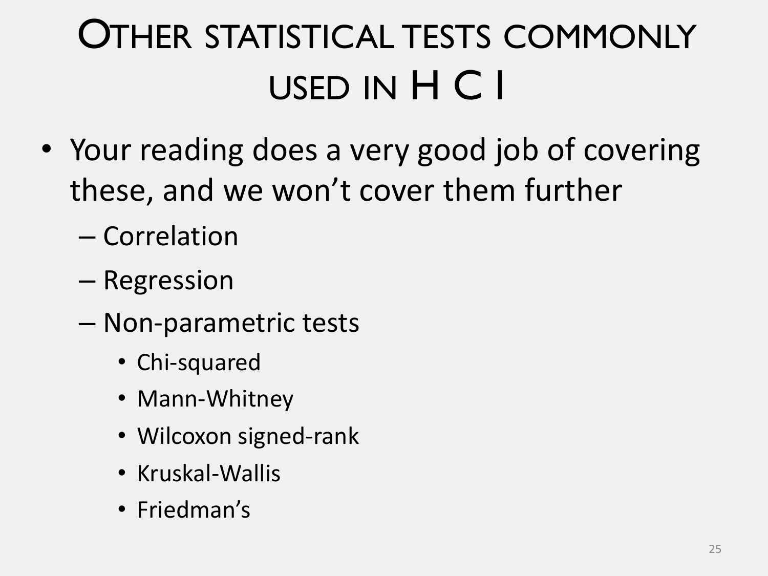# Other statistical tests commonly used in HCI

- Your reading does a very good job of covering these, and we won't cover them further
  - Correlation
  - Regression
  - Non-parametric tests
    - Chi-squared
    - Mann-Whitney
    - Wilcoxon signed-rank
    - Kruskal-Wallis
    - Friedman's